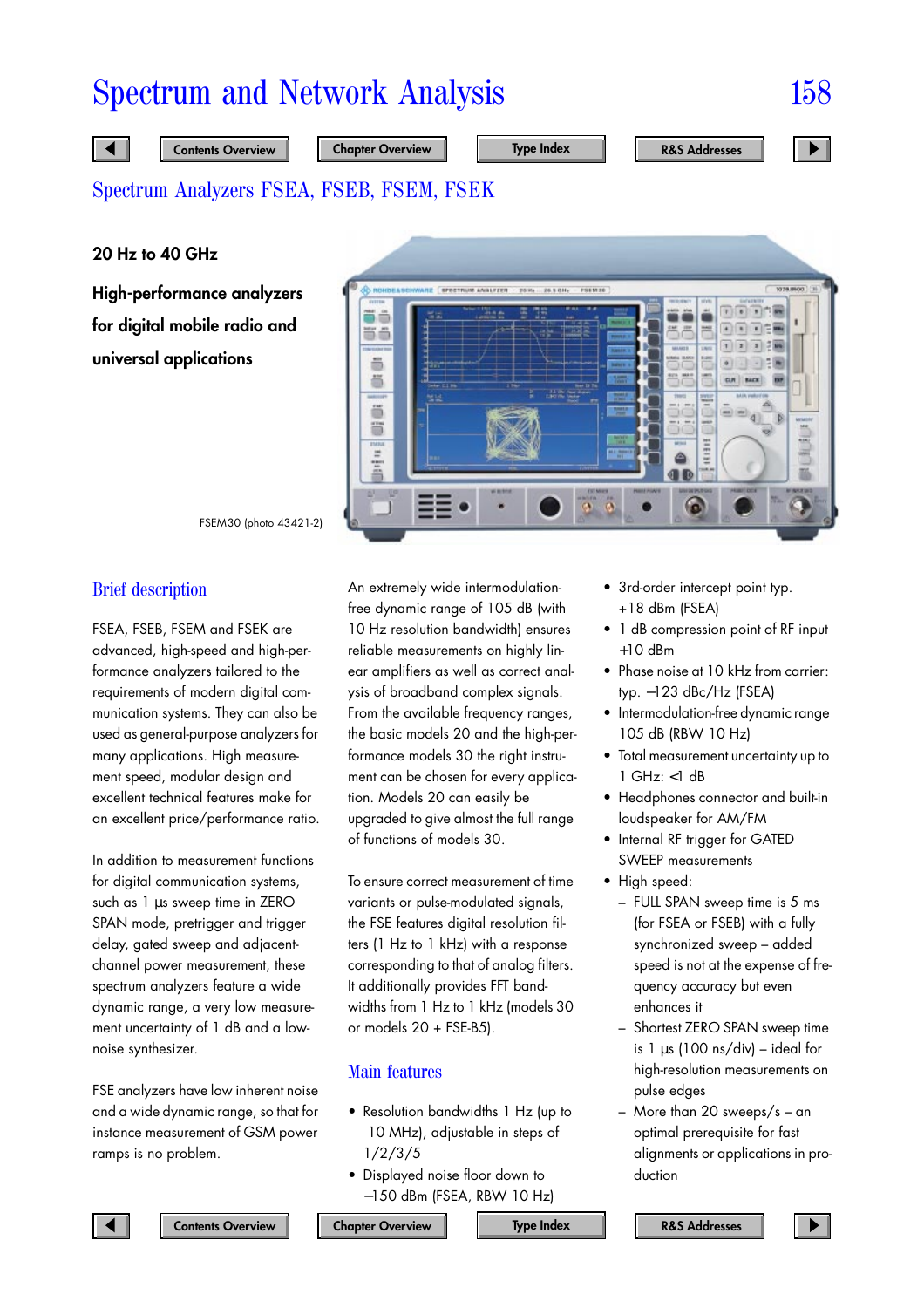# Spectrum and Network Analysis

## Spectrum Analyzers FSEA, FSEB, FSEM, FSEK

**20 Hz to 40 GHz**

**High-performance analyzers for digital mobile radio and universal applications**

FSEM30 (photo 43421-2)

### Brief description

FSEA, FSEB, FSEM and FSEK are advanced, high-speed and high-performance analyzers tailored to the requirements of modern digital communication systems. They can also be used as general-purpose analyzers for many applications. High measurement speed, modular design and excellent technical features make for an excellent price/performance ratio.

In addition to measurement functions for digital communication systems, such as 1 µs sweep time in ZERO SPAN mode, pretrigger and trigger delay, gated sweep and adjacent-channel power measurement, these spectrum analyzers feature a wide dynamic range, a very low measurement uncertainty of 1 dB and a low-noise synthesizer.

FSE analyzers have low inherent noise and a wide dynamic range, so that for instance measurement of GSM power ramps is no problem.

An extremely wide intermodulation-free dynamic range of 105 dB (with 10 Hz resolution bandwidth) ensures reliable measurements on highly linear amplifiers as well as correct analysis of broadband complex signals. From the available frequency ranges, the basic models 20 and the high-performance models 30 the right instrument can be chosen for every application. Models 20 can easily be upgraded to give almost the full range of functions of models 30.

To ensure correct measurement of time variants or pulse-modulated signals, the FSE features digital resolution filters (1 Hz to 1 kHz) with a response corresponding to that of analog filters. It additionally provides FFT bandwidths from 1 Hz to 1 kHz (models 30 or models 20 + FSE-B5).

### Main features

- Resolution bandwidths 1 Hz (up to 10 MHz), adjustable in steps of 1/2/3/5
- Displayed noise floor down to –150 dBm (FSEA, RBW 10 Hz)
- 3rd-order intercept point typ. +18 dBm (FSEA)
- 1 dB compression point of RF input +10 dBm
- Phase noise at 10 kHz from carrier: typ. –123 dBc/Hz (FSEA)
- Intermodulation-free dynamic range 105 dB (RBW 10 Hz)
- Total measurement uncertainty up to 1 GHz: <1 dB
- Headphones connector and built-in loudspeaker for AM/FM
- Internal RF trigger for GATED SWEEP measurements
- High speed:
  - FULL SPAN sweep time is 5 ms (for FSEA or FSEB) with a fully synchronized sweep – added speed is not at the expense of frequency accuracy but even enhances it
  - Shortest ZERO SPAN sweep time is 1 µs (100 ns/div) – ideal for high-resolution measurements on pulse edges
  - More than 20 sweeps/s – an optimal prerequisite for fast alignments or applications in production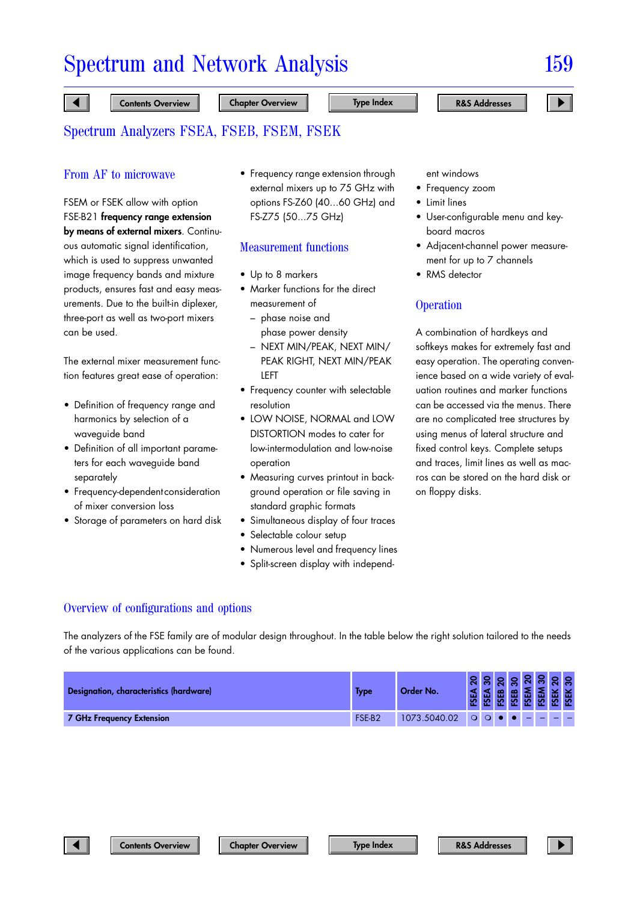## Spectrum Analyzers FSEA, FSEB, FSEM, FSEK

### From AF to microwave

FSEM or FSEK allow with option FSE-B21 **frequency range extension by means of external mixers**. Continuous automatic signal identification, which is used to suppress unwanted image frequency bands and mixture products, ensures fast and easy measurements. Due to the built-in diplexer, three-port as well as two-port mixers can be used.

The external mixer measurement function features great ease of operation:

- Definition of frequency range and harmonics by selection of a waveguide band
- Definition of all important parameters for each waveguide band separately
- Frequency-dependent consideration of mixer conversion loss
- Storage of parameters on hard disk
- Frequency range extension through external mixers up to 75 GHz with options FS-Z60 (40...60 GHz) and FS-Z75 (50...75 GHz)

### Measurement functions

- Up to 8 markers
- Marker functions for the direct measurement of
  - phase noise and phase power density
  - NEXT MIN/PEAK, NEXT MIN/PEAK RIGHT, NEXT MIN/PEAK LEFT
- Frequency counter with selectable resolution
- LOW NOISE, NORMAL and LOW DISTORTION modes to cater for low-intermodulation and low-noise operation
- Measuring curves printout in background operation or file saving in standard graphic formats
- Simultaneous display of four traces
- Selectable colour setup
- Numerous level and frequency lines
- Split-screen display with independent windows
- Frequency zoom
- Limit lines
- User-configurable menu and keyboard macros
- Adjacent-channel power measurement for up to 7 channels
- RMS detector

### Operation

A combination of hardkeys and softkeys makes for extremely fast and easy operation. The operating convenience based on a wide variety of evaluation routines and marker functions can be accessed via the menus. There are no complicated tree structures by using menus of lateral structure and fixed control keys. Complete setups and traces, limit lines as well as macros can be stored on the hard disk or on floppy disks.

### Overview of configurations and options

The analyzers of the FSE family are of modular design throughout. In the table below the right solution tailored to the needs of the various applications can be found.

| Designation, characteristics (hardware) | Type | Order No. | FSEA 20 | FSEA 30 | FSEB 20 | FSEB 30 | FSEM 20 | FSEM 30 | FSEK 20 | FSEK 30 |
|---|---|---|---|---|---|---|---|---|---|---|
| **7 GHz Frequency Extension** | FSE-B2 | 1073.5040.02 | ○ | ○ | ● | ● | – | – | – | – |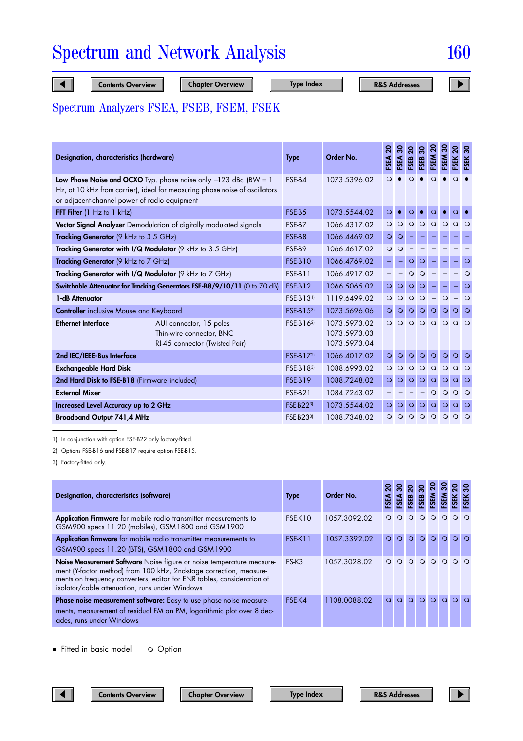# Spectrum and Network Analysis

## Spectrum Analyzers FSEA, FSEB, FSEM, FSEK

| Designation, characteristics (hardware) | Type | Order No. | FSEA 20 | FSEA 30 | FSEB 20 | FSEB 30 | FSEM 20 | FSEM 30 | FSEK 20 | FSEK 30 |
|---|---|---|---|---|---|---|---|---|---|---|
| **Low Phase Noise and OCXO** Typ. phase noise only –123 dBc (BW = 1 Hz, at 10 kHz from carrier), ideal for measuring phase noise of oscillators or adjacent-channel power of radio equipment | FSE-B4 | 1073.5396.02 | ❍ | ● | ❍ | ● | ❍ | ● | ❍ | ● |
| **FFT Filter** (1 Hz to 1 kHz) | FSE-B5 | 1073.5544.02 | ❍ | ● | ❍ | ● | ❍ | ● | ❍ | ● |
| **Vector Signal Analyzer** Demodulation of digitally modulated signals | FSE-B7 | 1066.4317.02 | ❍ | ❍ | ❍ | ❍ | ❍ | ❍ | ❍ | ❍ |
| **Tracking Generator** (9 kHz to 3.5 GHz) | FSE-B8 | 1066.4469.02 | ❍ | ❍ | – | – | – | – | – | – |
| **Tracking Generator with I/Q Modulator** (9 kHz to 3.5 GHz) | FSE-B9 | 1066.4617.02 | ❍ | ❍ | – | – | – | – | – | – |
| **Tracking Generator** (9 kHz to 7 GHz) | FSE-B10 | 1066.4769.02 | – | – | ❍ | ❍ | – | – | – | ❍ |
| **Tracking Generator with I/Q Modulator** (9 kHz to 7 GHz) | FSE-B11 | 1066.4917.02 | – | – | ❍ | ❍ | – | – | – | ❍ |
| **Switchable Attenuator for Tracking Generators FSE-B8/9/10/11** (0 to 70 dB) | FSE-B12 | 1066.5065.02 | ❍ | ❍ | ❍ | ❍ | – | – | – | ❍ |
| **1-dB Attenuator** | FSE-B13[1] | 1119.6499.02 | ❍ | ❍ | ❍ | ❍ | – | ❍ | – | ❍ |
| **Controller** inclusive Mouse and Keyboard | FSE-B15[3] | 1073.5696.06 | ❍ | ❍ | ❍ | ❍ | ❍ | ❍ | ❍ | ❍ |
| **Ethernet Interface** AUI connector, 15 poles<br>Thin-wire connector, BNC<br>RJ-45 connector (Twisted Pair) | FSE-B16[2] | 1073.5973.02<br>1073.5973.03<br>1073.5973.04 | ❍ | ❍ | ❍ | ❍ | ❍ | ❍ | ❍ | ❍ |
| **2nd IEC/IEEE-Bus Interface** | FSE-B17[2] | 1066.4017.02 | ❍ | ❍ | ❍ | ❍ | ❍ | ❍ | ❍ | ❍ |
| **Exchangeable Hard Disk** | FSE-B18[3] | 1088.6993.02 | ❍ | ❍ | ❍ | ❍ | ❍ | ❍ | ❍ | ❍ |
| **2nd Hard Disk to FSE-B18** (Firmware included) | FSE-B19 | 1088.7248.02 | ❍ | ❍ | ❍ | ❍ | ❍ | ❍ | ❍ | ❍ |
| **External Mixer** | FSE-B21 | 1084.7243.02 | – | – | – | – | ❍ | ❍ | ❍ | ❍ |
| **Increased Level Accuracy up to 2 GHz** | FSE-B22[3] | 1073.5544.02 | ❍ | ❍ | ❍ | ❍ | ❍ | ❍ | ❍ | ❍ |
| **Broadband Output 741,4 MHz** | FSE-B23[3] | 1088.7348.02 | ❍ | ❍ | ❍ | ❍ | ❍ | ❍ | ❍ | ❍ |

1) In conjunction with option FSE-B22 only factory-fitted.

2) Options FSE-B16 and FSE-B17 require option FSE-B15.

3) Factory-fitted only.

| Designation, characteristics (software) | Type | Order No. | FSEA 20 | FSEA 30 | FSEB 20 | FSEB 30 | FSEM 20 | FSEM 30 | FSEK 20 | FSEK 30 |
|---|---|---|---|---|---|---|---|---|---|---|
| **Application Firmware** for mobile radio transmitter measurements to GSM900 specs 11.20 (mobiles), GSM1800 and GSM1900 | FSE-K10 | 1057.3092.02 | ❍ | ❍ | ❍ | ❍ | ❍ | ❍ | ❍ | ❍ |
| **Application firmware** for mobile radio transmitter measurements to GSM900 specs 11.20 (BTS), GSM1800 and GSM1900 | FSE-K11 | 1057.3392.02 | ❍ | ❍ | ❍ | ❍ | ❍ | ❍ | ❍ | ❍ |
| **Noise Measurement Software** Noise figure or noise temperature measurement (Y-factor method) from 100 kHz, 2nd-stage correction, measurements on frequency converters, editor for ENR tables, consideration of isolator/cable attenuation, runs under Windows | FS-K3 | 1057.3028.02 | ❍ | ❍ | ❍ | ❍ | ❍ | ❍ | ❍ | ❍ |
| **Phase noise measurement software:** Easy to use phase noise measurements, measurement of residual FM an PM, logarithmic plot over 8 decades, runs under Windows | FSE-K4 | 1108.0088.02 | ❍ | ❍ | ❍ | ❍ | ❍ | ❍ | ❍ | ❍ |

● Fitted in basic model ❍ Option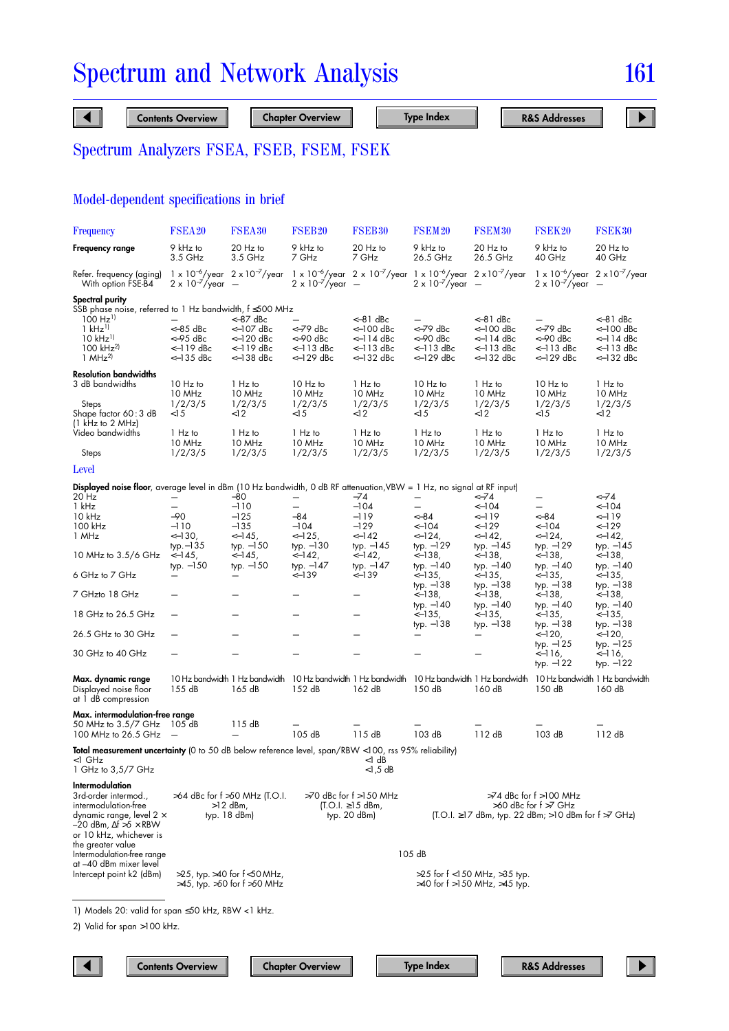# Spectrum and Network Analysis

## Spectrum Analyzers FSEA, FSEB, FSEM, FSEK

### Model-dependent specifications in brief

| Frequency | FSEA20 | FSEA30 | FSEB20 | FSEB30 | FSEM20 | FSEM30 | FSEK20 | FSEK30 |
|---|---|---|---|---|---|---|---|---|
| **Frequency range** | 9 kHz to 3.5 GHz | 20 Hz to 3.5 GHz | 9 kHz to 7 GHz | 20 Hz to 7 GHz | 9 kHz to 26.5 GHz | 20 Hz to 26.5 GHz | 9 kHz to 40 GHz | 20 Hz to 40 GHz |
| Refer. frequency (aging) | 1 x $10^{-6}$/year | 2 x $10^{-7}$/year | 1 x $10^{-6}$/year | 2 x $10^{-7}$/year | 1 x $10^{-6}$/year | 2 x $10^{-7}$/year | 1 x $10^{-6}$/year | 2 x $10^{-7}$/year |
| With option FSE-B4 | 2 x $10^{-7}$/year | – | 2 x $10^{-7}$/year | – | 2 x $10^{-7}$/year | – | 2 x $10^{-7}$/year | – |
| **Spectral purity** | | | | | | | | |
| SSB phase noise, referred to 1 Hz bandwidth, f ≤500 MHz | | | | | | | | |
| 100 Hz[1] | – | <–87 dBc | – | <–79 dBc | <–81 dBc | – | <–79 dBc | <–81 dBc |
| 1 kHz[1] | <–85 dBc | <–107 dBc | <–79 dBc | <–100 dBc | <–79 dBc | <–100 dBc | <–79 dBc | <–100 dBc |
| 10 kHz[1] | <–95 dBc | <–120 dBc | <–90 dBc | <–114 dBc | <–90 dBc | <–114 dBc | <–90 dBc | <–114 dBc |
| 100 kHz[2] | <–119 dBc | <–119 dBc | <–113 dBc | <–113 dBc | <–113 dBc | <–113 dBc | <–113 dBc | <–113 dBc |
| 1 MHz[2] | <–135 dBc | <–138 dBc | <–129 dBc | <–132 dBc | <–129 dBc | <–132 dBc | <–129 dBc | <–132 dBc |
| **Resolution bandwidths** | | | | | | | | |
| 3 dB bandwidths | 10 Hz to 10 MHz | 1 Hz to 10 MHz | 10 Hz to 10 MHz | 1 Hz to 10 MHz | 10 Hz to 10 MHz | 1 Hz to 10 MHz | 10 Hz to 10 MHz | 1 Hz to 10 MHz |
| Steps | 1/2/3/5 | 1/2/3/5 | 1/2/3/5 | 1/2/3/5 | 1/2/3/5 | 1/2/3/5 | 1/2/3/5 | 1/2/3/5 |
| Shape factor 60 : 3 dB (1 kHz to 2 MHz) | <15 | <12 | <15 | <12 | <15 | <12 | <15 | <12 |
| Video bandwidths | 1 Hz to 10 MHz | 1 Hz to 10 MHz | 1 Hz to 10 MHz | 1 Hz to 10 MHz | 1 Hz to 10 MHz | 1 Hz to 10 MHz | 1 Hz to 10 MHz | 1 Hz to 10 MHz |
| Steps | 1/2/3/5 | 1/2/3/5 | 1/2/3/5 | 1/2/3/5 | 1/2/3/5 | 1/2/3/5 | 1/2/3/5 | 1/2/3/5 |

Note: in the 100 Hz phase noise row, the FSEM20 column shows "–" and FSEM30 shows "<–81 dBc"; corrected reading per column:

| 100 Hz[1] | FSEA20 | FSEA30 | FSEB20 | FSEB30 | FSEM20 | FSEM30 | FSEK20 | FSEK30 |
|---|---|---|---|---|---|---|---|---|
| | – | <–87 dBc | – | <–81 dBc | – | <–81 dBc | – | <–81 dBc |

### Level

**Displayed noise floor**, average level in dBm (10 Hz bandwidth, 0 dB RF attenuation, VBW = 1 Hz, no signal at RF input)

| | FSEA20 | FSEA30 | FSEB20 | FSEB30 | FSEM20 | FSEM30 | FSEK20 | FSEK30 |
|---|---|---|---|---|---|---|---|---|
| 20 Hz | – | –80 | – | –74 | – | <–74 | – | <–74 |
| 1 kHz | – | –110 | – | –104 | – | <–104 | – | <–104 |
| 10 kHz | –90 | –125 | –84 | –119 | <–84 | <–119 | <–84 | <–119 |
| 100 kHz | –110 | –135 | –104 | –129 | <–104 | <–129 | <–104 | <–129 |
| 1 MHz | <–130, typ. –135 | <–145, typ. –150 | <–125, typ. –130 | <–142 typ. –145 | <–124, typ. –129 | <–142, typ. –145 | <–124, typ. –129 | <–142, typ. –145 |
| 10 MHz to 3.5/6 GHz | <–145, typ. –150 | <–145, typ. –150 | <–142, typ. –147 | <–142, typ. –147 | <–138, typ. –140 | <–138, typ. –140 | <–138, typ. –140 | <–138, typ. –140 |
| 6 GHz to 7 GHz | – | – | <–139 | <–139 | <–135, typ. –138 | <–135, typ. –138 | <–135, typ. –138 | <–135, typ. –138 |
| 7 GHzto 18 GHz | – | – | – | – | <–138, typ. –140 | <–138, typ. –140 | <–138, typ. –140 | <–138, typ. –140 |
| 18 GHz to 26.5 GHz | – | – | – | – | <–135, typ. –138 | <–135, typ. –138 | <–135, typ. –138 | <–135, typ. –138 |
| 26.5 GHz to 30 GHz | – | – | – | – | – | – | <–120, typ. –125 | <–120, typ. –125 |
| 30 GHz to 40 GHz | – | – | – | – | – | – | <–116, typ. –122 | <–116, typ. –122 |
| **Max. dynamic range** | 10 Hz bandwidth | 1 Hz bandwidth | 10 Hz bandwidth | 1 Hz bandwidth | 10 Hz bandwidth | 1 Hz bandwidth | 10 Hz bandwidth | 1 Hz bandwidth |
| Displayed noise floor at 1 dB compression | 155 dB | 165 dB | 152 dB | 162 dB | 150 dB | 160 dB | 150 dB | 160 dB |
| **Max. intermodulation-free range** | | | | | | | | |
| 50 MHz to 3.5/7 GHz | 105 dB | 115 dB | – | – | – | – | – | – |
| 100 MHz to 26.5 GHz | – | – | 105 dB | 115 dB | 103 dB | 112 dB | 103 dB | 112 dB |

**Total measurement uncertainty** (0 to 50 dB below reference level, span/RBW <100, rss 95% reliability)
<1 GHz: <1 dB
1 GHz to 3,5/7 GHz: <1,5 dB

**Intermodulation**

| | FSEA | FSEB | FSEM / FSEK |
|---|---|---|---|
| 3rd-order intermod., intermodulation-free dynamic range, level 2 × –20 dBm, Δf >5 × RBW or 10 kHz, whichever is the greater value | >64 dBc for f >50 MHz (T.O.I. >12 dBm, typ. 18 dBm) | >70 dBc for f >150 MHz (T.O.I. ≥15 dBm, typ. 20 dBm) | >74 dBc for f >100 MHz; >60 dBc for f >7 GHz (T.O.I. ≥17 dBm, typ. 22 dBm; >10 dBm for f >7 GHz) |
| Intermodulation-free range at –40 dBm mixer level | | 105 dB | |
| Intercept point k2 (dBm) | >25, typ. >40 for f <50 MHz, >45, typ. >50 for f >50 MHz | | >25 for f <150 MHz, >35 typ. >40 for f >150 MHz, >45 typ. |

1) Models 20: valid for span ≤50 kHz, RBW <1 kHz.

2) Valid for span >100 kHz.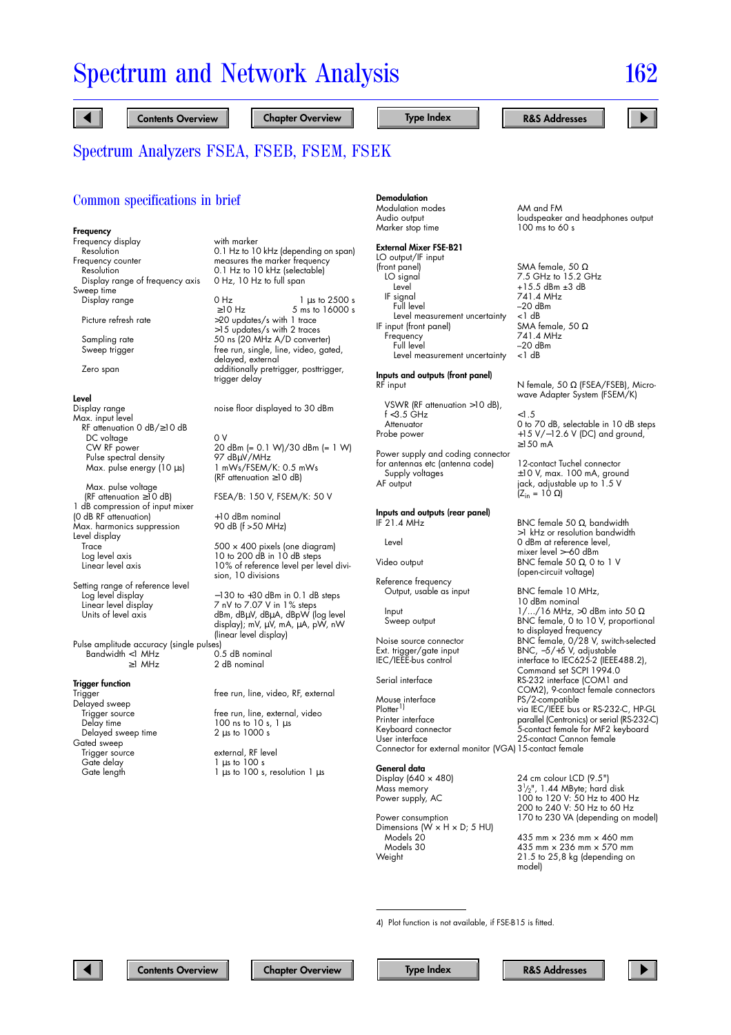# Spectrum and Network Analysis

## Spectrum Analyzers FSEA, FSEB, FSEM, FSEK

### Common specifications in brief

**Frequency**

| | |
|---|---|
| Frequency display | with marker |
| Resolution | 0.1 Hz to 10 kHz (depending on span) |
| Frequency counter | measures the marker frequency |
| Resolution | 0.1 Hz to 10 kHz (selectable) |
| Display range of frequency axis | 0 Hz, 10 Hz to full span |
| Sweep time | |
| Display range | 0 Hz: 1 µs to 2500 s; ≥10 Hz: 5 ms to 16000 s |
| Picture refresh rate | >20 updates/s with 1 trace; >15 updates/s with 2 traces |
| Sampling rate | 50 ns (20 MHz A/D converter) |
| Sweep trigger | free run, single, line, video, gated, delayed, external |
| Zero span | additionally pretrigger, posttrigger, trigger delay |

**Level**

| | |
|---|---|
| Display range | noise floor displayed to 30 dBm |
| Max. input level | |
| RF attenuation 0 dB/≥10 dB | |
| DC voltage | 0 V |
| CW RF power | 20 dBm (= 0.1 W)/30 dBm (= 1 W) |
| Pulse spectral density | 97 dBµV/MHz |
| Max. pulse energy (10 µs) | 1 mWs/FSEM/K: 0.5 mWs (RF attenuation ≥10 dB) |
| Max. pulse voltage (RF attenuation ≥10 dB) | FSEA/B: 150 V, FSEM/K: 50 V |
| 1 dB compression of input mixer (0 dB RF attenuation) | +10 dBm nominal |
| Max. harmonics suppression | 90 dB (f >50 MHz) |
| Level display | |
| Trace | 500 × 400 pixels (one diagram) |
| Log level axis | 10 to 200 dB in 10 dB steps |
| Linear level axis | 10% of reference level per level division, 10 divisions |
| Setting range of reference level | |
| Log level display | –130 to +30 dBm in 0.1 dB steps |
| Linear level display | 7 nV to 7.07 V in 1% steps |
| Units of level axis | dBm, dBµV, dBµA, dBpW (log level display); mV, µV, mA, µA, pW, nW (linear level display) |
| Pulse amplitude accuracy (single pulses) | |
| Bandwidth <1 MHz | 0.5 dB nominal |
| ≥1 MHz | 2 dB nominal |

**Trigger function**

| | |
|---|---|
| Trigger | free run, line, video, RF, external |
| Delayed sweep | |
| Trigger source | free run, line, external, video |
| Delay time | 100 ns to 10 s, 1 µs |
| Delayed sweep time | 2 µs to 1000 s |
| Gated sweep | |
| Trigger source | external, RF level |
| Gate delay | 1 µs to 100 s |
| Gate length | 1 µs to 100 s, resolution 1 µs |

**Demodulation**

| | |
|---|---|
| Modulation modes | AM and FM |
| Audio output | loudspeaker and headphones output |
| Marker stop time | 100 ms to 60 s |

**External Mixer FSE-B21**

| | |
|---|---|
| LO output/IF input (front panel) | SMA female, 50 Ω |
| LO signal | 7.5 GHz to 15.2 GHz |
| Level | +15.5 dBm ±3 dB |
| IF signal | 741.4 MHz |
| Full level | –20 dBm |
| Level measurement uncertainty | <1 dB |
| IF input (front panel) | SMA female, 50 Ω |
| Frequency | 741.4 MHz |
| Full level | –20 dBm |
| Level measurement uncertainty | <1 dB |

**Inputs and outputs (front panel)**

| | |
|---|---|
| RF input | N female, 50 Ω (FSEA/FSEB), Microwave Adapter System (FSEM/K) |
| VSWR (RF attenuation >10 dB), f <3.5 GHz | <1.5 |
| Attenuator | 0 to 70 dB, selectable in 10 dB steps |
| Probe power | +15 V/–12.6 V (DC) and ground, ≥150 mA |
| Power supply and coding connector for antennas etc (antenna code) | 12-contact Tuchel connector |
| Supply voltages | ±10 V, max. 100 mA, ground |
| AF output | jack, adjustable up to 1.5 V ($Z_{in}$ = 10 Ω) |

**Inputs and outputs (rear panel)**

| | |
|---|---|
| IF 21.4 MHz | BNC female 50 Ω, bandwidth >1 kHz or resolution bandwidth |
| Level | 0 dBm at reference level, mixer level >–60 dBm |
| Video output | BNC female 50 Ω, 0 to 1 V (open-circuit voltage) |
| Reference frequency | |
| Output, usable as input | BNC female 10 MHz, 10 dBm nominal |
| Input | 1/.../16 MHz, >0 dBm into 50 Ω |
| Sweep output | BNC female, 0 to 10 V, proportional to displayed frequency |
| Noise source connector | BNC female, 0/28 V, switch-selected |
| Ext. trigger/gate input | BNC, –5/+5 V, adjustable |
| IEC/IEEE-bus control | interface to IEC625-2 (IEEE488.2), Command set SCPI 1994.0 |
| Serial interface | RS-232 interface (COM1 and COM2), 9-contact female connectors |
| Mouse interface | PS/2-compatible |
| Plotter[4] | via IEC/IEEE bus or RS-232-C, HP-GL |
| Printer interface | parallel (Centronics) or serial (RS-232-C) |
| Keyboard connector | 5-contact female for MF2 keyboard |
| User interface | 25-contact Cannon female |
| Connector for external monitor (VGA) | 15-contact female |

**General data**

| | |
|---|---|
| Display (640 × 480) | 24 cm colour LCD (9.5") |
| Mass memory | 3½", 1.44 MByte; hard disk |
| Power supply, AC | 100 to 120 V: 50 Hz to 400 Hz; 200 to 240 V: 50 Hz to 60 Hz |
| Power consumption | 170 to 230 VA (depending on model) |
| Dimensions (W × H × D; 5 HU) | |
| Models 20 | 435 mm × 236 mm × 460 mm |
| Models 30 | 435 mm × 236 mm × 570 mm |
| Weight | 21.5 to 25,8 kg (depending on model) |

4) Plot function is not available, if FSE-B15 is fitted.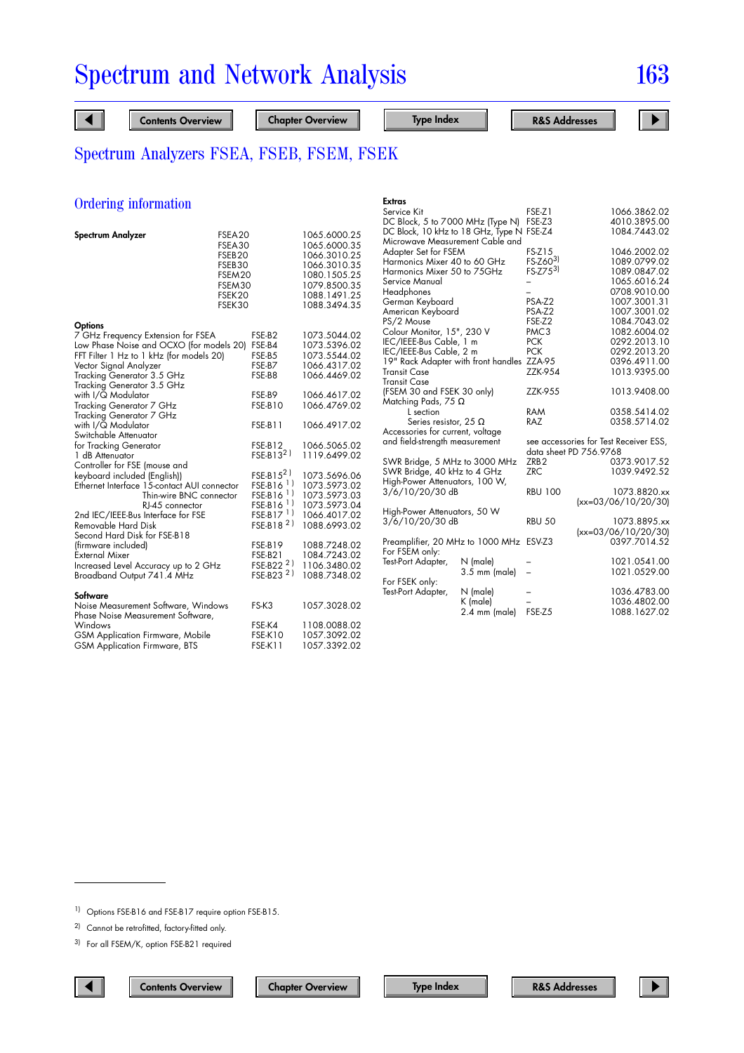# Spectrum and Network Analysis

## Spectrum Analyzers FSEA, FSEB, FSEM, FSEK

### Ordering information

| | | |
|---|---|---|
| **Spectrum Analyzer** | FSEA20 | 1065.6000.25 |
| | FSEA30 | 1065.6000.35 |
| | FSEB20 | 1066.3010.25 |
| | FSEB30 | 1066.3010.35 |
| | FSEM20 | 1080.1505.25 |
| | FSEM30 | 1079.8500.35 |
| | FSEK20 | 1088.1491.25 |
| | FSEK30 | 1088.3494.35 |
| **Options** | | |
| 7 GHz Frequency Extension for FSEA | FSE-B2 | 1073.5044.02 |
| Low Phase Noise and OCXO (for models 20) | FSE-B4 | 1073.5396.02 |
| FFT Filter 1 Hz to 1 kHz (for models 20) | FSE-B5 | 1073.5544.02 |
| Vector Signal Analyzer | FSE-B7 | 1066.4317.02 |
| Tracking Generator 3.5 GHz | FSE-B8 | 1066.4469.02 |
| Tracking Generator 3.5 GHz with I/Q Modulator | FSE-B9 | 1066.4617.02 |
| Tracking Generator 7 GHz | FSE-B10 | 1066.4769.02 |
| Tracking Generator 7 GHz with I/Q Modulator | FSE-B11 | 1066.4917.02 |
| Switchable Attenuator for Tracking Generator | FSE-B12 | 1066.5065.02 |
| 1 dB Attenuator | FSE-B13[2] | 1119.6499.02 |
| Controller for FSE (mouse and keyboard included (English)) | FSE-B15[2] | 1073.5696.06 |
| Ethernet Interface 15-contact AUI connector | FSE-B16[1] | 1073.5973.02 |
| Thin-wire BNC connector | FSE-B16[1] | 1073.5973.03 |
| RJ-45 connector | FSE-B16[1] | 1073.5973.04 |
| 2nd IEC/IEEE-Bus Interface for FSE | FSE-B17[1] | 1066.4017.02 |
| Removable Hard Disk | FSE-B18[2] | 1088.6993.02 |
| Second Hard Disk for FSE-B18 (firmware included) | FSE-B19 | 1088.7248.02 |
| External Mixer | FSE-B21 | 1084.7243.02 |
| Increased Level Accuracy up to 2 GHz | FSE-B22[2] | 1106.3480.02 |
| Broadband Output 741.4 MHz | FSE-B23[2] | 1088.7348.02 |
| **Software** | | |
| Noise Measurement Software, Windows | FS-K3 | 1057.3028.02 |
| Phase Noise Measurement Software, Windows | FSE-K4 | 1108.0088.02 |
| GSM Application Firmware, Mobile | FSE-K10 | 1057.3092.02 |
| GSM Application Firmware, BTS | FSE-K11 | 1057.3392.02 |

| | | |
|---|---|---|
| **Extras** | | |
| Service Kit | FSE-Z1 | 1066.3862.02 |
| DC Block, 5 to 7000 MHz (Type N) | FSE-Z3 | 4010.3895.00 |
| DC Block, 10 kHz to 18 GHz, Type N Microwave Measurement Cable and Adapter Set for FSEM | FSE-Z4 | 1084.7443.02 |
| | FS-Z15 | 1046.2002.02 |
| Harmonics Mixer 40 to 60 GHz | FS-Z60[3] | 1089.0799.02 |
| Harmonics Mixer 50 to 75GHz | FS-Z75[3] | 1089.0847.02 |
| Service Manual | – | 1065.6016.24 |
| Headphones | – | 0708.9010.00 |
| German Keyboard | PSA-Z2 | 1007.3001.31 |
| American Keyboard | PSA-Z2 | 1007.3001.02 |
| PS/2 Mouse | FSE-Z2 | 1084.7043.02 |
| Colour Monitor, 15", 230 V | PMC3 | 1082.6004.02 |
| IEC/IEEE-Bus Cable, 1 m | PCK | 0292.2013.10 |
| IEC/IEEE-Bus Cable, 2 m | PCK | 0292.2013.20 |
| 19" Rack Adapter with front handles | ZZA-95 | 0396.4911.00 |
| Transit Case | ZZK-954 | 1013.9395.00 |
| Transit Case (FSEM 30 and FSEK 30 only) | ZZK-955 | 1013.9408.00 |
| Matching Pads, 75 Ω L section | RAM | 0358.5414.02 |
| Series resistor, 25 Ω | RAZ | 0358.5714.02 |
| Accessories for current, voltage and field-strength measurement | see accessories for Test Receiver ESS, data sheet PD 756.9768 | |
| SWR Bridge, 5 MHz to 3000 MHz | ZRB2 | 0373.9017.52 |
| SWR Bridge, 40 kHz to 4 GHz | ZRC | 1039.9492.52 |
| High-Power Attenuators, 100 W, 3/6/10/20/30 dB | RBU 100 | 1073.8820.xx (xx=03/06/10/20/30) |
| High-Power Attenuators, 50 W 3/6/10/20/30 dB | RBU 50 | 1073.8895.xx (xx=03/06/10/20/30) |
| Preamplifier, 20 MHz to 1000 MHz | ESV-Z3 | 0397.7014.52 |
| For FSEM only: | | |
| Test-Port Adapter, N (male) | – | 1021.0541.00 |
| 3.5 mm (male) | – | 1021.0529.00 |
| For FSEK only: | | |
| Test-Port Adapter, N (male) | – | 1036.4783.00 |
| K (male) | – | 1036.4802.00 |
| 2.4 mm (male) | FSE-Z5 | 1088.1627.02 |

---

[1] Options FSE-B16 and FSE-B17 require option FSE-B15.

[2] Cannot be retrofitted, factory-fitted only.

[3] For all FSEM/K, option FSE-B21 required